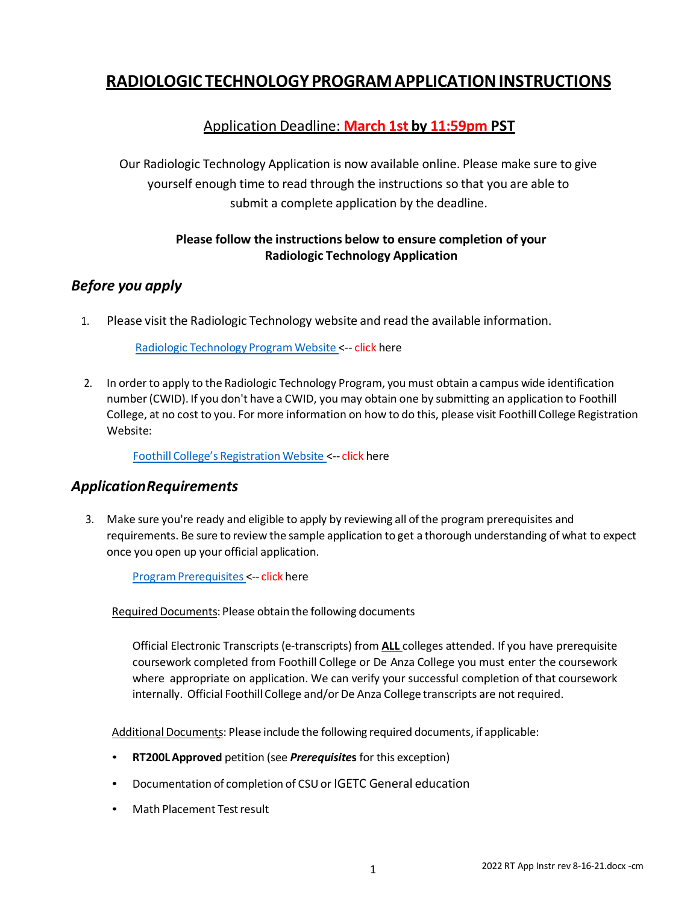# RADIOLOGIC TECHNOLOGY PROGRAM APPLICATION INSTRUCTIONS

## Application Deadline: **March 1st by 11:59pm PST**

Our Radiologic Technology Application is now available online. Please make sure to give yourself enough time to read through the instructions so that you are able to submit a complete application by the deadline.

**Please follow the instructions below to ensure completion of your Radiologic Technology Application**

## *Before you apply*

1. Please visit the Radiologic Technology website and read the available information.

   Radiologic Technology Program Website <-- click here

2. In order to apply to the Radiologic Technology Program, you must obtain a campus wide identification number (CWID). If you don't have a CWID, you may obtain one by submitting an application to Foothill College, at no cost to you. For more information on how to do this, please visit Foothill College Registration Website:

   Foothill College's Registration Website <-- click here

## *Application Requirements*

3. Make sure you're ready and eligible to apply by reviewing all of the program prerequisites and requirements. Be sure to review the sample application to get a thorough understanding of what to expect once you open up your official application.

   Program Prerequisites <-- click here

   Required Documents: Please obtain the following documents

   Official Electronic Transcripts (e-transcripts) from **ALL** colleges attended. If you have prerequisite coursework completed from Foothill College or De Anza College you must enter the coursework where appropriate on application. We can verify your successful completion of that coursework internally. Official Foothill College and/or De Anza College transcripts are not required.

   Additional Documents: Please include the following required documents, if applicable:

   - **RT200L Approved** petition (see ***Prerequisites*** for this exception)
   - Documentation of completion of CSU or IGETC General education
   - Math Placement Test result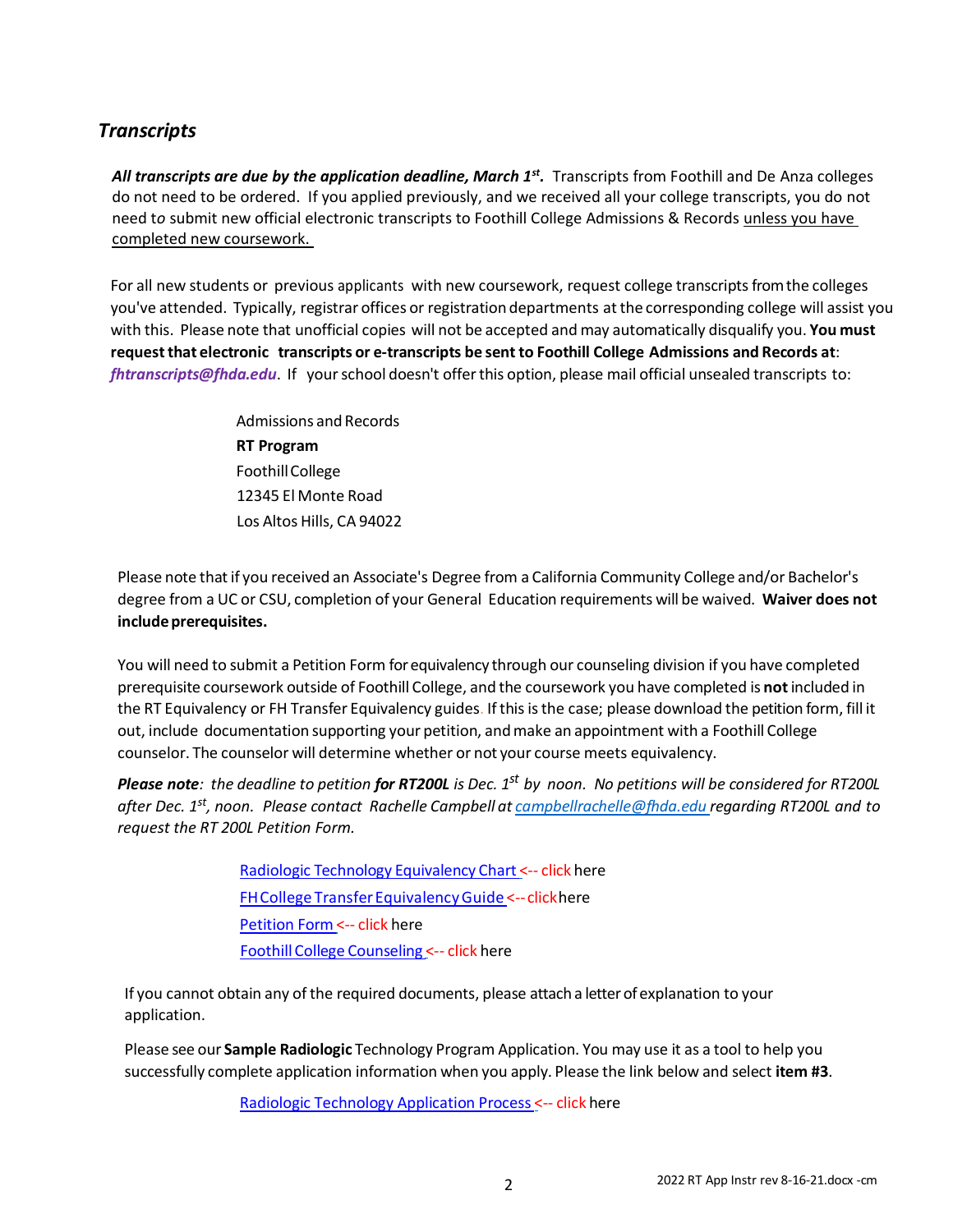## *Transcripts*

***All transcripts are due by the application deadline, March 1st.*** Transcripts from Foothill and De Anza colleges do not need to be ordered. If you applied previously, and we received all your college transcripts, you do not need to submit new official electronic transcripts to Foothill College Admissions & Records unless you have completed new coursework.

For all new students or previous applicants with new coursework, request college transcripts from the colleges you've attended. Typically, registrar offices or registration departments at the corresponding college will assist you with this. Please note that unofficial copies will not be accepted and may automatically disqualify you. **You must request that electronic transcripts or e-transcripts be sent to Foothill College Admissions and Records at**: ***fhtranscripts@fhda.edu***. If your school doesn't offer this option, please mail official unsealed transcripts to:

Admissions and Records
**RT Program**
Foothill College
12345 El Monte Road
Los Altos Hills, CA 94022

Please note that if you received an Associate's Degree from a California Community College and/or Bachelor's degree from a UC or CSU, completion of your General Education requirements will be waived. **Waiver does not include prerequisites.**

You will need to submit a Petition Form for equivalency through our counseling division if you have completed prerequisite coursework outside of Foothill College, and the coursework you have completed is **not** included in the RT Equivalency or FH Transfer Equivalency guides. If this is the case; please download the petition form, fill it out, include documentation supporting your petition, and make an appointment with a Foothill College counselor. The counselor will determine whether or not your course meets equivalency.

***Please note**: the deadline to petition **for RT200L** is Dec. 1st by noon. No petitions will be considered for RT200L after Dec. 1st, noon. Please contact Rachelle Campbell at campbellrachelle@fhda.edu regarding RT200L and to request the RT 200L Petition Form.*

Radiologic Technology Equivalency Chart <-- click here
FH College Transfer Equivalency Guide <-- click here
Petition Form <-- click here
Foothill College Counseling <-- click here

If you cannot obtain any of the required documents, please attach a letter of explanation to your application.

Please see our **Sample Radiologic** Technology Program Application. You may use it as a tool to help you successfully complete application information when you apply. Please the link below and select **item #3**.

Radiologic Technology Application Process <-- click here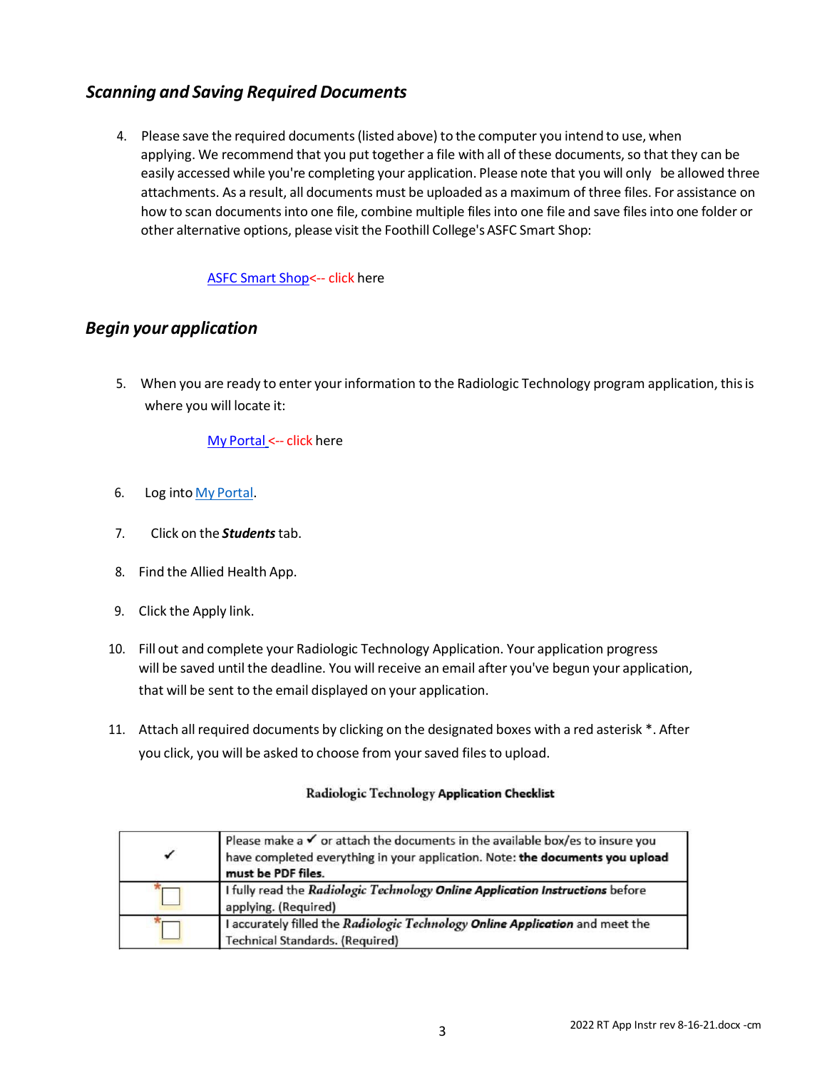## *Scanning and Saving Required Documents*

4. Please save the required documents (listed above) to the computer you intend to use, when applying. We recommend that you put together a file with all of these documents, so that they can be easily accessed while you're completing your application. Please note that you will only be allowed three attachments. As a result, all documents must be uploaded as a maximum of three files. For assistance on how to scan documents into one file, combine multiple files into one file and save files into one folder or other alternative options, please visit the Foothill College's ASFC Smart Shop:

   ASFC Smart Shop<-- click here

## *Begin your application*

5. When you are ready to enter your information to the Radiologic Technology program application, this is where you will locate it:

   My Portal <-- click here

6. Log into My Portal.

7. Click on the ***Students*** tab.

8. Find the Allied Health App.

9. Click the Apply link.

10. Fill out and complete your Radiologic Technology Application. Your application progress will be saved until the deadline. You will receive an email after you've begun your application, that will be sent to the email displayed on your application.

11. Attach all required documents by clicking on the designated boxes with a red asterisk *. After you click, you will be asked to choose from your saved files to upload.

Radiologic Technology **Application Checklist**

| ✓ | Please make a ✓ or attach the documents in the available box/es to insure you have completed everything in your application. Note: **the documents you upload must be PDF files.** |
|---|---|
| * ☐ | I fully read the *Radiologic Technology* ***Online Application Instructions*** before applying. (Required) |
| * ☐ | I accurately filled the *Radiologic Technology* ***Online Application*** and meet the Technical Standards. (Required) |

2022 RT App Instr rev 8-16-21.docx -cm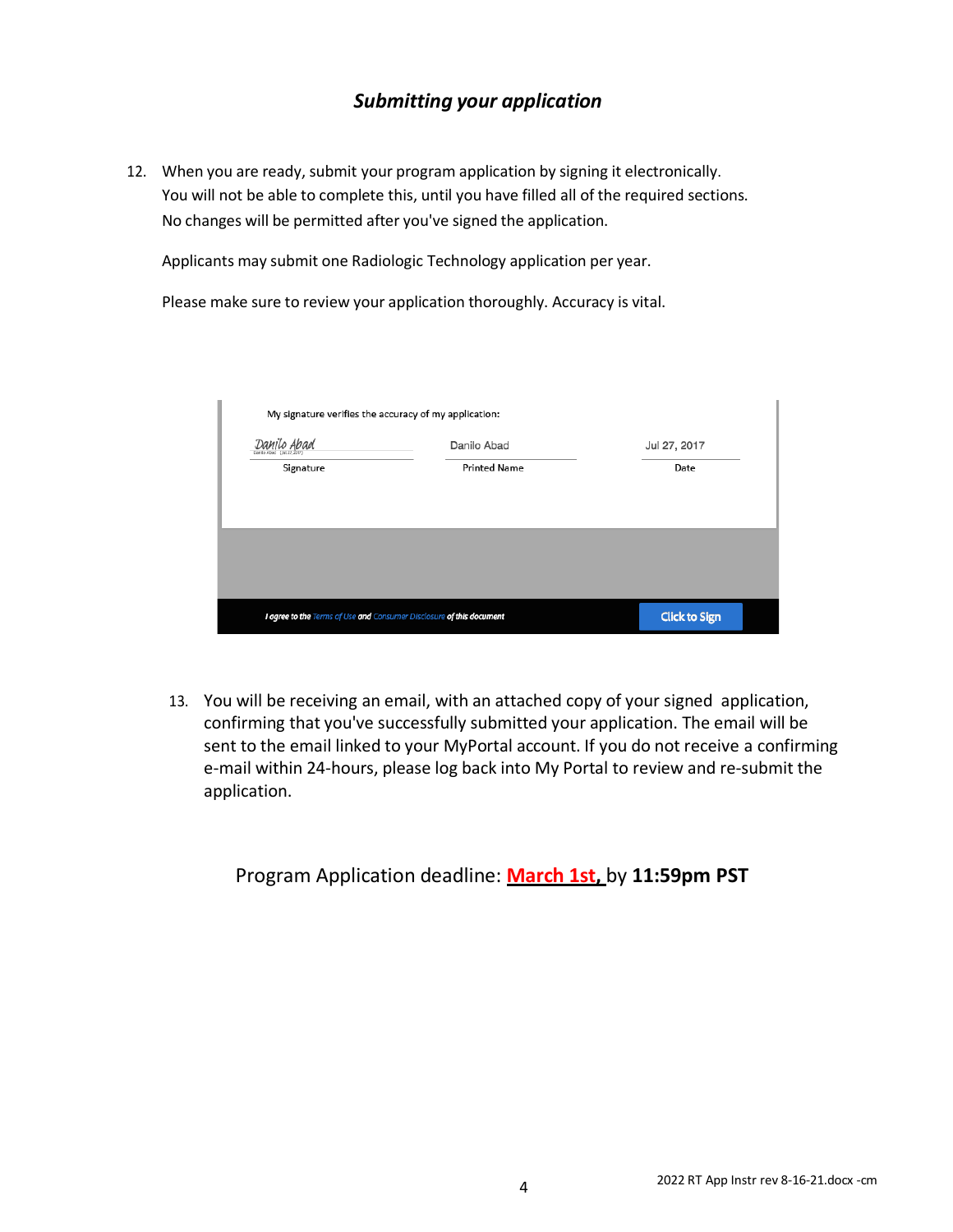## *Submitting your application*

12. When you are ready, submit your program application by signing it electronically. You will not be able to complete this, until you have filled all of the required sections. No changes will be permitted after you've signed the application.

    Applicants may submit one Radiologic Technology application per year.

    Please make sure to review your application thoroughly. Accuracy is vital.

My signature verifies the accuracy of my application:

| Signature | Printed Name | Date |
| --- | --- | --- |
| Danilo Abad | Danilo Abad | Jul 27, 2017 |

*I agree to the Terms of Use and Consumer Disclosure of this document*

Click to Sign

13. You will be receiving an email, with an attached copy of your signed application, confirming that you've successfully submitted your application. The email will be sent to the email linked to your MyPortal account. If you do not receive a confirming e-mail within 24-hours, please log back into My Portal to review and re-submit the application.

Program Application deadline: **March 1st,** by **11:59pm PST**